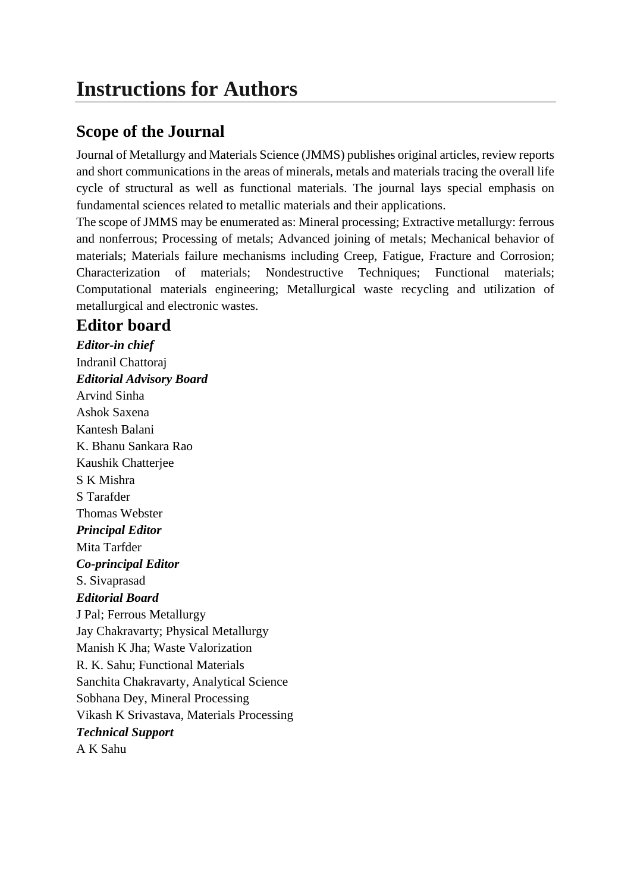# Instructions for Authors

## Scope of the Journal

Journal of Metallurgy and Materials Science (JMMS) publishes original articles, review reports and short communications in the areas of minerals, metals and materials tracing the overall life cycle of structural as well as functional materials. The journal lays special emphasis on fundamental sciences related to metallic materials and their applications.

The scope of JMMS may be enumerated as: Mineral processing; Extractive metallurgy: ferrous and nonferrous; Processing of metals; Advanced joining of metals; Mechanical behavior of materials; Materials failure mechanisms including Creep, Fatigue, Fracture and Corrosion; Characterization of materials; Nondestructive Techniques; Functional materials; Computational materials engineering; Metallurgical waste recycling and utilization of metallurgical and electronic wastes.

## Editor board

***Editor-in chief***

Indranil Chattoraj

***Editorial Advisory Board***

Arvind Sinha

Ashok Saxena

Kantesh Balani

K. Bhanu Sankara Rao

Kaushik Chatterjee

S K Mishra

S Tarafder

Thomas Webster

***Principal Editor***

Mita Tarfder

***Co-principal Editor***

S. Sivaprasad

***Editorial Board***

J Pal; Ferrous Metallurgy

Jay Chakravarty; Physical Metallurgy

Manish K Jha; Waste Valorization

R. K. Sahu; Functional Materials

Sanchita Chakravarty, Analytical Science

Sobhana Dey, Mineral Processing

Vikash K Srivastava, Materials Processing

***Technical Support***

A K Sahu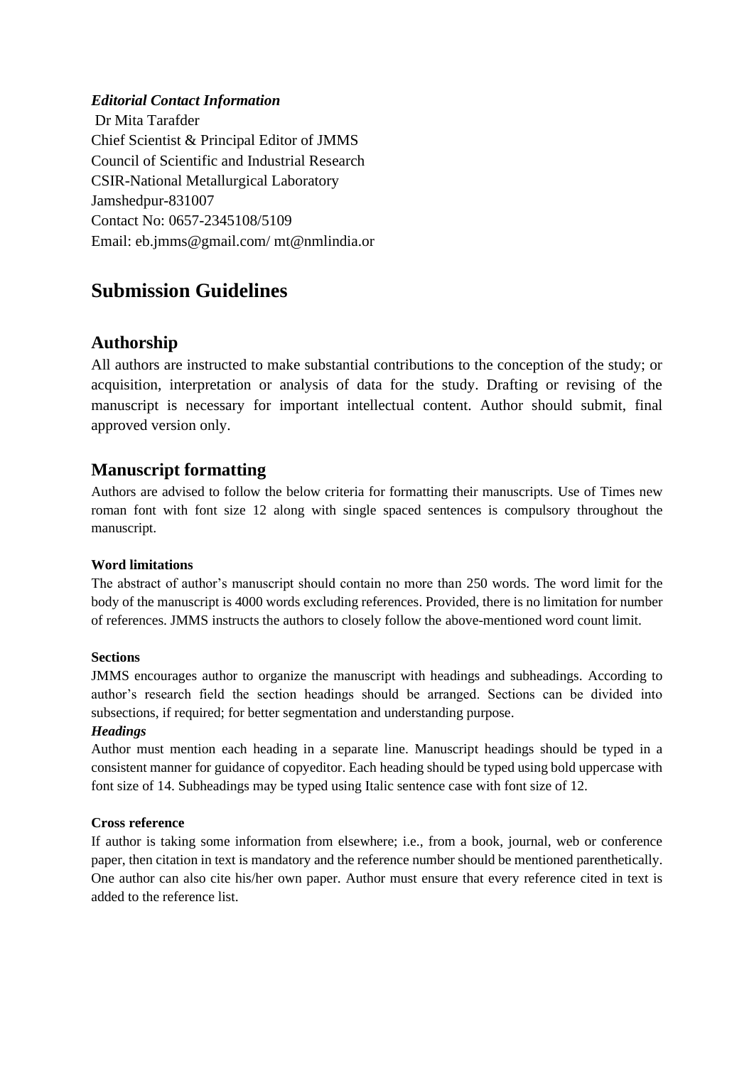***Editorial Contact Information***

Dr Mita Tarafder
Chief Scientist & Principal Editor of JMMS
Council of Scientific and Industrial Research
CSIR-National Metallurgical Laboratory
Jamshedpur-831007
Contact No: 0657-2345108/5109
Email: eb.jmms@gmail.com/ mt@nmlindia.or

# Submission Guidelines

## Authorship

All authors are instructed to make substantial contributions to the conception of the study; or acquisition, interpretation or analysis of data for the study. Drafting or revising of the manuscript is necessary for important intellectual content. Author should submit, final approved version only.

## Manuscript formatting

Authors are advised to follow the below criteria for formatting their manuscripts. Use of Times new roman font with font size 12 along with single spaced sentences is compulsory throughout the manuscript.

#### Word limitations

The abstract of author's manuscript should contain no more than 250 words. The word limit for the body of the manuscript is 4000 words excluding references. Provided, there is no limitation for number of references. JMMS instructs the authors to closely follow the above-mentioned word count limit.

#### Sections

JMMS encourages author to organize the manuscript with headings and subheadings. According to author's research field the section headings should be arranged. Sections can be divided into subsections, if required; for better segmentation and understanding purpose.

***Headings***

Author must mention each heading in a separate line. Manuscript headings should be typed in a consistent manner for guidance of copyeditor. Each heading should be typed using bold uppercase with font size of 14. Subheadings may be typed using Italic sentence case with font size of 12.

#### Cross reference

If author is taking some information from elsewhere; i.e., from a book, journal, web or conference paper, then citation in text is mandatory and the reference number should be mentioned parenthetically. One author can also cite his/her own paper. Author must ensure that every reference cited in text is added to the reference list.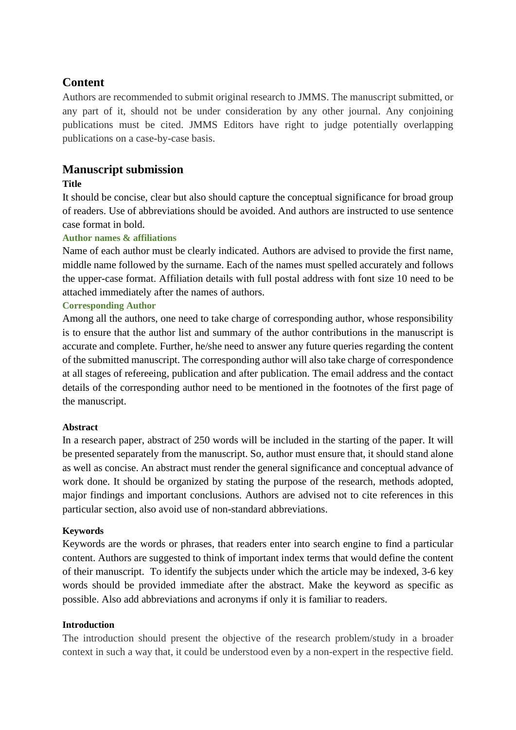## Content

Authors are recommended to submit original research to JMMS. The manuscript submitted, or any part of it, should not be under consideration by any other journal. Any conjoining publications must be cited. JMMS Editors have right to judge potentially overlapping publications on a case-by-case basis.

## Manuscript submission

**Title**

It should be concise, clear but also should capture the conceptual significance for broad group of readers. Use of abbreviations should be avoided. And authors are instructed to use sentence case format in bold.

**Author names & affiliations**

Name of each author must be clearly indicated. Authors are advised to provide the first name, middle name followed by the surname. Each of the names must spelled accurately and follows the upper-case format. Affiliation details with full postal address with font size 10 need to be attached immediately after the names of authors.

**Corresponding Author**

Among all the authors, one need to take charge of corresponding author, whose responsibility is to ensure that the author list and summary of the author contributions in the manuscript is accurate and complete. Further, he/she need to answer any future queries regarding the content of the submitted manuscript. The corresponding author will also take charge of correspondence at all stages of refereeing, publication and after publication. The email address and the contact details of the corresponding author need to be mentioned in the footnotes of the first page of the manuscript.

**Abstract**

In a research paper, abstract of 250 words will be included in the starting of the paper. It will be presented separately from the manuscript. So, author must ensure that, it should stand alone as well as concise. An abstract must render the general significance and conceptual advance of work done. It should be organized by stating the purpose of the research, methods adopted, major findings and important conclusions. Authors are advised not to cite references in this particular section, also avoid use of non-standard abbreviations.

**Keywords**

Keywords are the words or phrases, that readers enter into search engine to find a particular content. Authors are suggested to think of important index terms that would define the content of their manuscript. To identify the subjects under which the article may be indexed, 3-6 key words should be provided immediate after the abstract. Make the keyword as specific as possible. Also add abbreviations and acronyms if only it is familiar to readers.

**Introduction**

The introduction should present the objective of the research problem/study in a broader context in such a way that, it could be understood even by a non-expert in the respective field.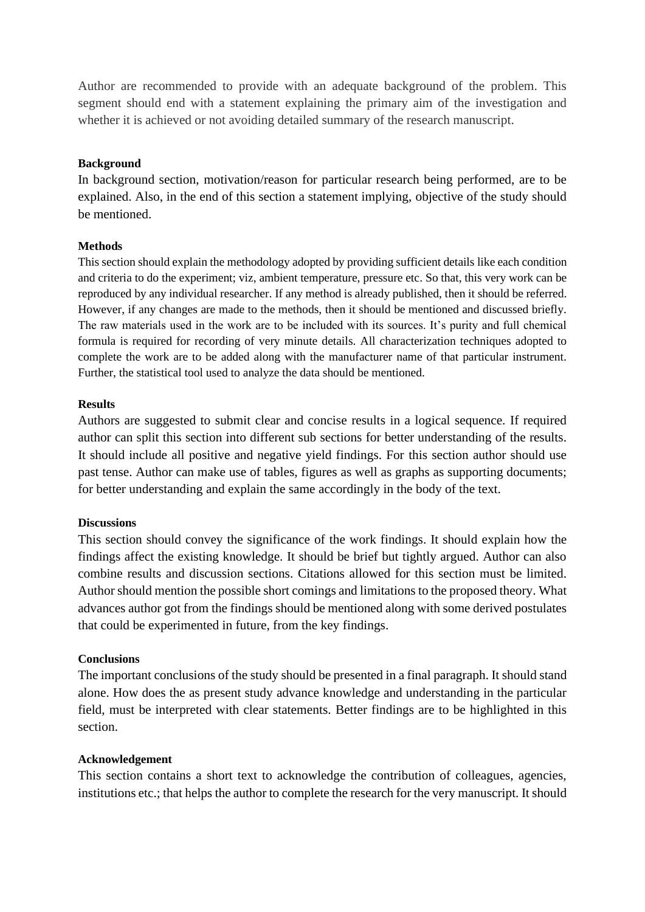Author are recommended to provide with an adequate background of the problem. This segment should end with a statement explaining the primary aim of the investigation and whether it is achieved or not avoiding detailed summary of the research manuscript.

**Background**

In background section, motivation/reason for particular research being performed, are to be explained. Also, in the end of this section a statement implying, objective of the study should be mentioned.

**Methods**

This section should explain the methodology adopted by providing sufficient details like each condition and criteria to do the experiment; viz, ambient temperature, pressure etc. So that, this very work can be reproduced by any individual researcher. If any method is already published, then it should be referred. However, if any changes are made to the methods, then it should be mentioned and discussed briefly. The raw materials used in the work are to be included with its sources. It's purity and full chemical formula is required for recording of very minute details. All characterization techniques adopted to complete the work are to be added along with the manufacturer name of that particular instrument. Further, the statistical tool used to analyze the data should be mentioned.

**Results**

Authors are suggested to submit clear and concise results in a logical sequence. If required author can split this section into different sub sections for better understanding of the results. It should include all positive and negative yield findings. For this section author should use past tense. Author can make use of tables, figures as well as graphs as supporting documents; for better understanding and explain the same accordingly in the body of the text.

**Discussions**

This section should convey the significance of the work findings. It should explain how the findings affect the existing knowledge. It should be brief but tightly argued. Author can also combine results and discussion sections. Citations allowed for this section must be limited. Author should mention the possible short comings and limitations to the proposed theory. What advances author got from the findings should be mentioned along with some derived postulates that could be experimented in future, from the key findings.

**Conclusions**

The important conclusions of the study should be presented in a final paragraph. It should stand alone. How does the as present study advance knowledge and understanding in the particular field, must be interpreted with clear statements. Better findings are to be highlighted in this section.

**Acknowledgement**

This section contains a short text to acknowledge the contribution of colleagues, agencies, institutions etc.; that helps the author to complete the research for the very manuscript. It should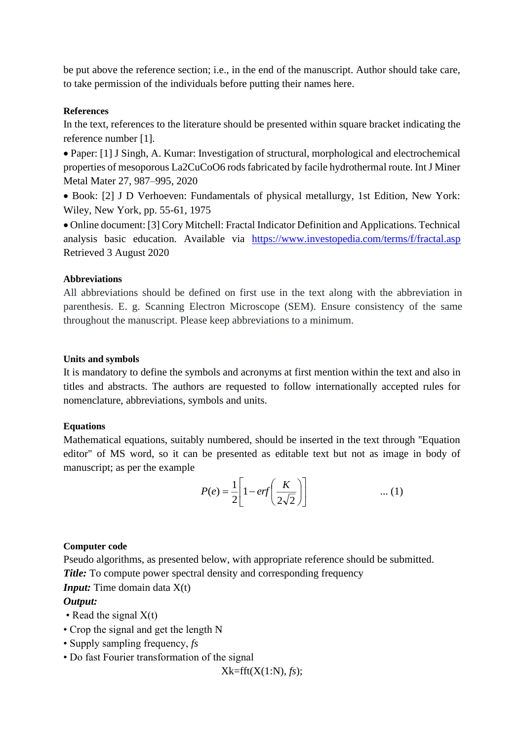be put above the reference section; i.e., in the end of the manuscript. Author should take care, to take permission of the individuals before putting their names here.

**References**

In the text, references to the literature should be presented within square bracket indicating the reference number [1].

- Paper: [1] J Singh, A. Kumar: Investigation of structural, morphological and electrochemical properties of mesoporous La2CuCoO6 rods fabricated by facile hydrothermal route. Int J Miner Metal Mater 27, 987–995, 2020
- Book: [2] J D Verhoeven: Fundamentals of physical metallurgy, 1st Edition, New York: Wiley, New York, pp. 55-61, 1975
- Online document: [3] Cory Mitchell: Fractal Indicator Definition and Applications. Technical analysis basic education. Available via [https://www.investopedia.com/terms/f/fractal.asp](https://www.investopedia.com/terms/f/fractal.asp) Retrieved 3 August 2020

**Abbreviations**

All abbreviations should be defined on first use in the text along with the abbreviation in parenthesis. E. g. Scanning Electron Microscope (SEM). Ensure consistency of the same throughout the manuscript. Please keep abbreviations to a minimum.

**Units and symbols**

It is mandatory to define the symbols and acronyms at first mention within the text and also in titles and abstracts. The authors are requested to follow internationally accepted rules for nomenclature, abbreviations, symbols and units.

**Equations**

Mathematical equations, suitably numbered, should be inserted in the text through "Equation editor" of MS word, so it can be presented as editable text but not as image in body of manuscript; as per the example

$$P(e) = \frac{1}{2}\left[1 - erf\left(\frac{K}{2\sqrt{2}}\right)\right] \qquad \text{... (1)}$$

**Computer code**

Pseudo algorithms, as presented below, with appropriate reference should be submitted.

***Title:*** To compute power spectral density and corresponding frequency

***Input:*** Time domain data X(t)

***Output:***

- Read the signal X(t)
- Crop the signal and get the length N
- Supply sampling frequency, *fs*
- Do fast Fourier transformation of the signal

Xk=fft(X(1:N), *fs*);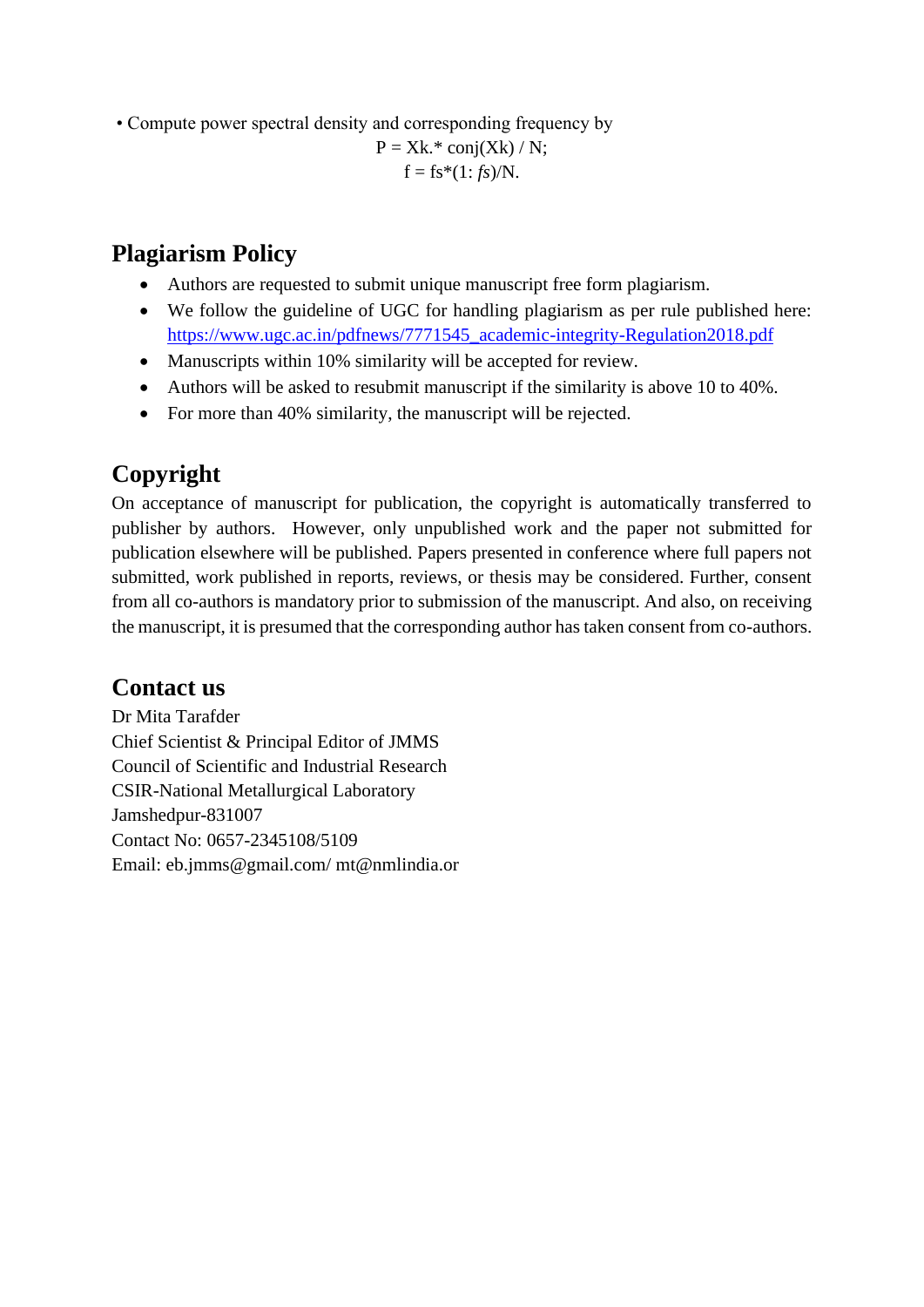• Compute power spectral density and corresponding frequency by

P = Xk.* conj(Xk) / N;

f = fs*(1: *fs*)/N.

## Plagiarism Policy

- Authors are requested to submit unique manuscript free form plagiarism.
- We follow the guideline of UGC for handling plagiarism as per rule published here: https://www.ugc.ac.in/pdfnews/7771545_academic-integrity-Regulation2018.pdf
- Manuscripts within 10% similarity will be accepted for review.
- Authors will be asked to resubmit manuscript if the similarity is above 10 to 40%.
- For more than 40% similarity, the manuscript will be rejected.

## Copyright

On acceptance of manuscript for publication, the copyright is automatically transferred to publisher by authors. However, only unpublished work and the paper not submitted for publication elsewhere will be published. Papers presented in conference where full papers not submitted, work published in reports, reviews, or thesis may be considered. Further, consent from all co-authors is mandatory prior to submission of the manuscript. And also, on receiving the manuscript, it is presumed that the corresponding author has taken consent from co-authors.

## Contact us

Dr Mita Tarafder
Chief Scientist & Principal Editor of JMMS
Council of Scientific and Industrial Research
CSIR-National Metallurgical Laboratory
Jamshedpur-831007
Contact No: 0657-2345108/5109
Email: eb.jmms@gmail.com/ mt@nmlindia.or